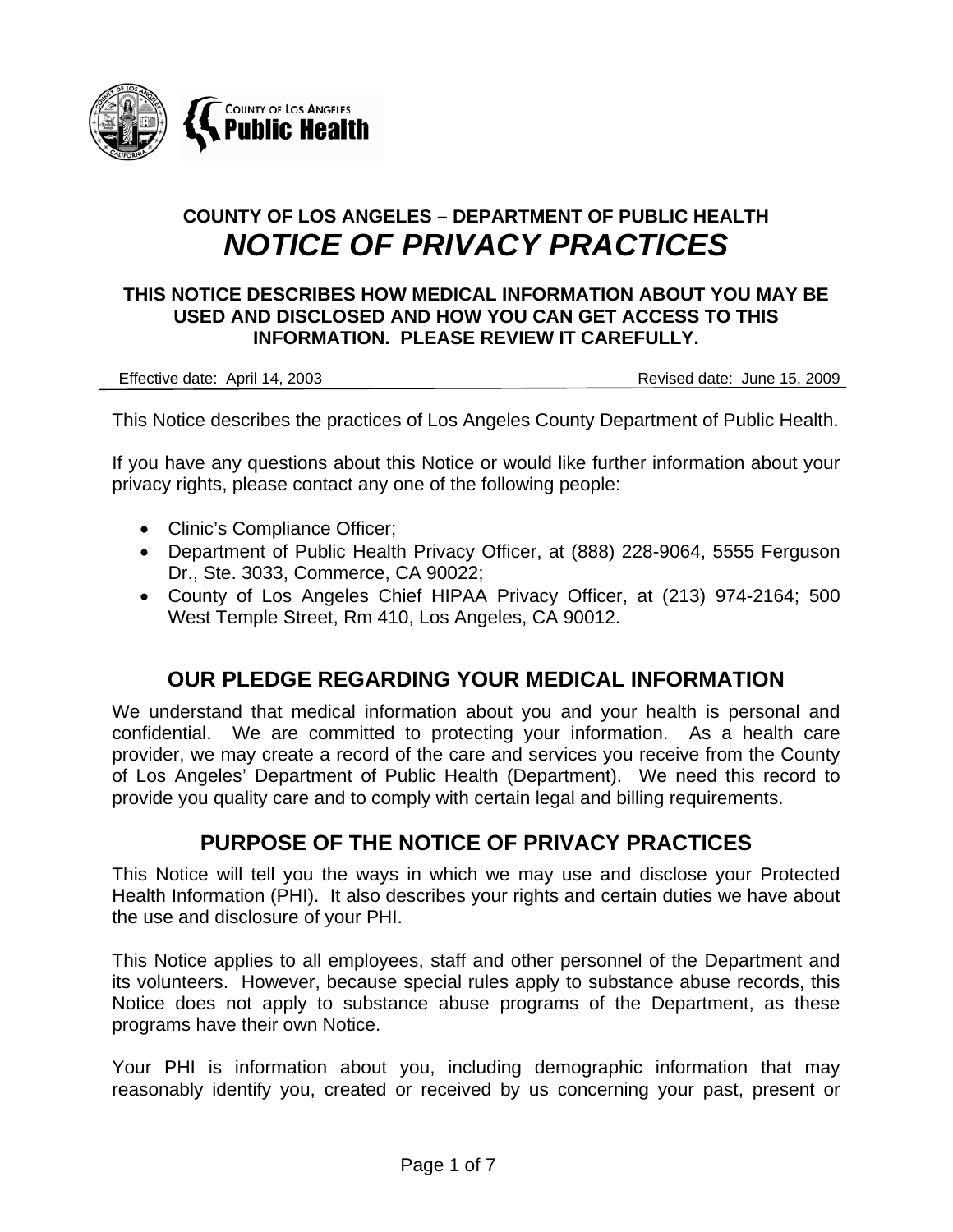**COUNTY OF LOS ANGELES – DEPARTMENT OF PUBLIC HEALTH**

# *NOTICE OF PRIVACY PRACTICES*

**THIS NOTICE DESCRIBES HOW MEDICAL INFORMATION ABOUT YOU MAY BE USED AND DISCLOSED AND HOW YOU CAN GET ACCESS TO THIS INFORMATION. PLEASE REVIEW IT CAREFULLY.**

Effective date: April 14, 2003 — Revised date: June 15, 2009

This Notice describes the practices of Los Angeles County Department of Public Health.

If you have any questions about this Notice or would like further information about your privacy rights, please contact any one of the following people:

- Clinic's Compliance Officer;
- Department of Public Health Privacy Officer, at (888) 228-9064, 5555 Ferguson Dr., Ste. 3033, Commerce, CA 90022;
- County of Los Angeles Chief HIPAA Privacy Officer, at (213) 974-2164; 500 West Temple Street, Rm 410, Los Angeles, CA 90012.

## OUR PLEDGE REGARDING YOUR MEDICAL INFORMATION

We understand that medical information about you and your health is personal and confidential. We are committed to protecting your information. As a health care provider, we may create a record of the care and services you receive from the County of Los Angeles' Department of Public Health (Department). We need this record to provide you quality care and to comply with certain legal and billing requirements.

## PURPOSE OF THE NOTICE OF PRIVACY PRACTICES

This Notice will tell you the ways in which we may use and disclose your Protected Health Information (PHI). It also describes your rights and certain duties we have about the use and disclosure of your PHI.

This Notice applies to all employees, staff and other personnel of the Department and its volunteers. However, because special rules apply to substance abuse records, this Notice does not apply to substance abuse programs of the Department, as these programs have their own Notice.

Your PHI is information about you, including demographic information that may reasonably identify you, created or received by us concerning your past, present or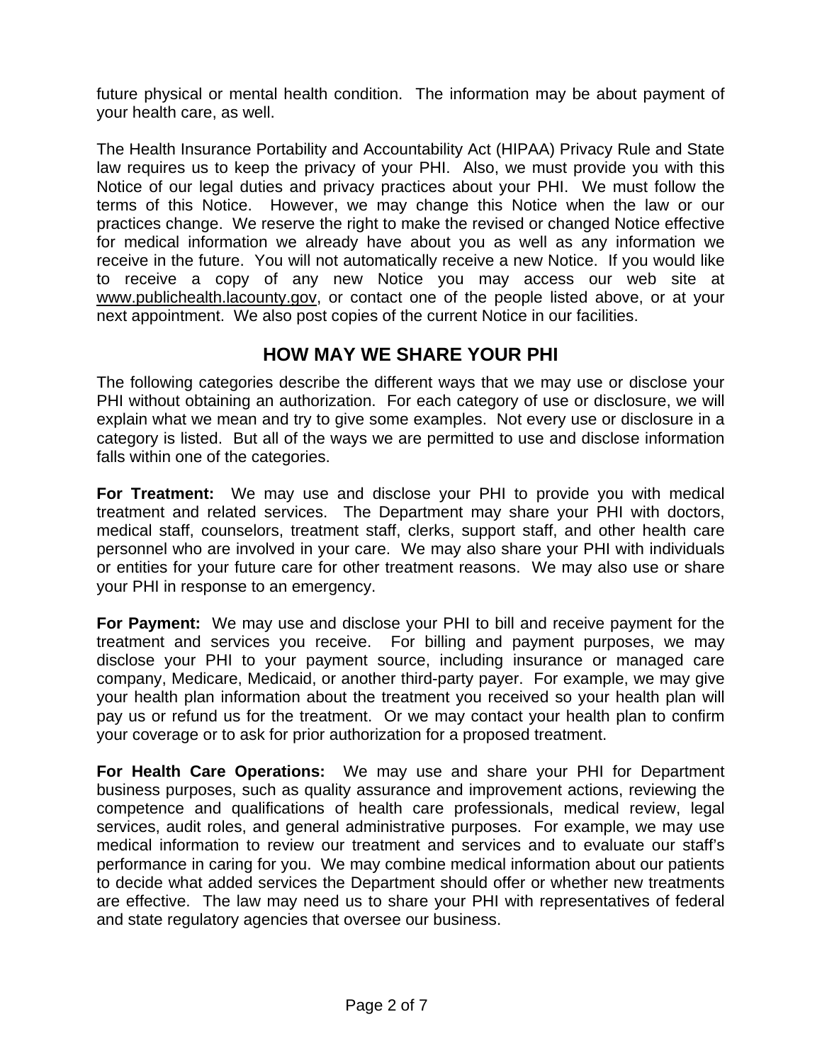future physical or mental health condition. The information may be about payment of your health care, as well.

The Health Insurance Portability and Accountability Act (HIPAA) Privacy Rule and State law requires us to keep the privacy of your PHI. Also, we must provide you with this Notice of our legal duties and privacy practices about your PHI. We must follow the terms of this Notice. However, we may change this Notice when the law or our practices change. We reserve the right to make the revised or changed Notice effective for medical information we already have about you as well as any information we receive in the future. You will not automatically receive a new Notice. If you would like to receive a copy of any new Notice you may access our web site at www.publichealth.lacounty.gov, or contact one of the people listed above, or at your next appointment. We also post copies of the current Notice in our facilities.

## HOW MAY WE SHARE YOUR PHI

The following categories describe the different ways that we may use or disclose your PHI without obtaining an authorization. For each category of use or disclosure, we will explain what we mean and try to give some examples. Not every use or disclosure in a category is listed. But all of the ways we are permitted to use and disclose information falls within one of the categories.

**For Treatment:** We may use and disclose your PHI to provide you with medical treatment and related services. The Department may share your PHI with doctors, medical staff, counselors, treatment staff, clerks, support staff, and other health care personnel who are involved in your care. We may also share your PHI with individuals or entities for your future care for other treatment reasons. We may also use or share your PHI in response to an emergency.

**For Payment:** We may use and disclose your PHI to bill and receive payment for the treatment and services you receive. For billing and payment purposes, we may disclose your PHI to your payment source, including insurance or managed care company, Medicare, Medicaid, or another third-party payer. For example, we may give your health plan information about the treatment you received so your health plan will pay us or refund us for the treatment. Or we may contact your health plan to confirm your coverage or to ask for prior authorization for a proposed treatment.

**For Health Care Operations:** We may use and share your PHI for Department business purposes, such as quality assurance and improvement actions, reviewing the competence and qualifications of health care professionals, medical review, legal services, audit roles, and general administrative purposes. For example, we may use medical information to review our treatment and services and to evaluate our staff's performance in caring for you. We may combine medical information about our patients to decide what added services the Department should offer or whether new treatments are effective. The law may need us to share your PHI with representatives of federal and state regulatory agencies that oversee our business.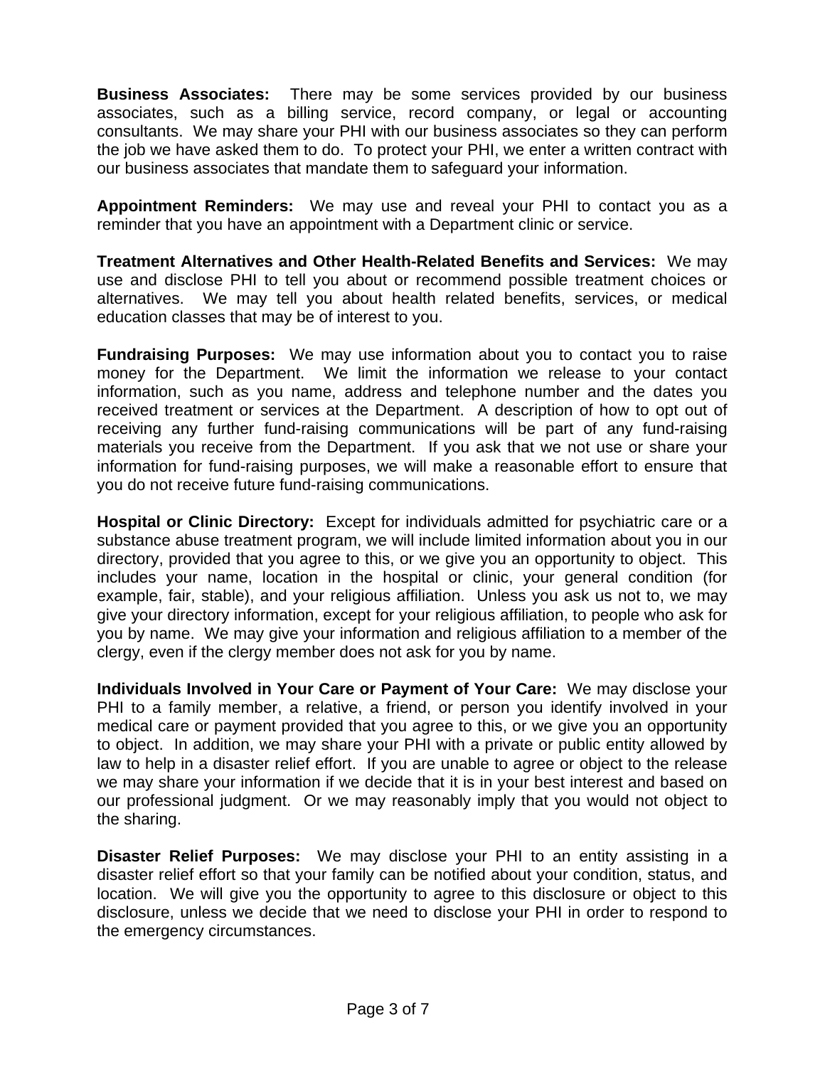**Business Associates:** There may be some services provided by our business associates, such as a billing service, record company, or legal or accounting consultants. We may share your PHI with our business associates so they can perform the job we have asked them to do. To protect your PHI, we enter a written contract with our business associates that mandate them to safeguard your information.

**Appointment Reminders:** We may use and reveal your PHI to contact you as a reminder that you have an appointment with a Department clinic or service.

**Treatment Alternatives and Other Health-Related Benefits and Services:** We may use and disclose PHI to tell you about or recommend possible treatment choices or alternatives. We may tell you about health related benefits, services, or medical education classes that may be of interest to you.

**Fundraising Purposes:** We may use information about you to contact you to raise money for the Department. We limit the information we release to your contact information, such as you name, address and telephone number and the dates you received treatment or services at the Department. A description of how to opt out of receiving any further fund-raising communications will be part of any fund-raising materials you receive from the Department. If you ask that we not use or share your information for fund-raising purposes, we will make a reasonable effort to ensure that you do not receive future fund-raising communications.

**Hospital or Clinic Directory:** Except for individuals admitted for psychiatric care or a substance abuse treatment program, we will include limited information about you in our directory, provided that you agree to this, or we give you an opportunity to object. This includes your name, location in the hospital or clinic, your general condition (for example, fair, stable), and your religious affiliation. Unless you ask us not to, we may give your directory information, except for your religious affiliation, to people who ask for you by name. We may give your information and religious affiliation to a member of the clergy, even if the clergy member does not ask for you by name.

**Individuals Involved in Your Care or Payment of Your Care:** We may disclose your PHI to a family member, a relative, a friend, or person you identify involved in your medical care or payment provided that you agree to this, or we give you an opportunity to object. In addition, we may share your PHI with a private or public entity allowed by law to help in a disaster relief effort. If you are unable to agree or object to the release we may share your information if we decide that it is in your best interest and based on our professional judgment. Or we may reasonably imply that you would not object to the sharing.

**Disaster Relief Purposes:** We may disclose your PHI to an entity assisting in a disaster relief effort so that your family can be notified about your condition, status, and location. We will give you the opportunity to agree to this disclosure or object to this disclosure, unless we decide that we need to disclose your PHI in order to respond to the emergency circumstances.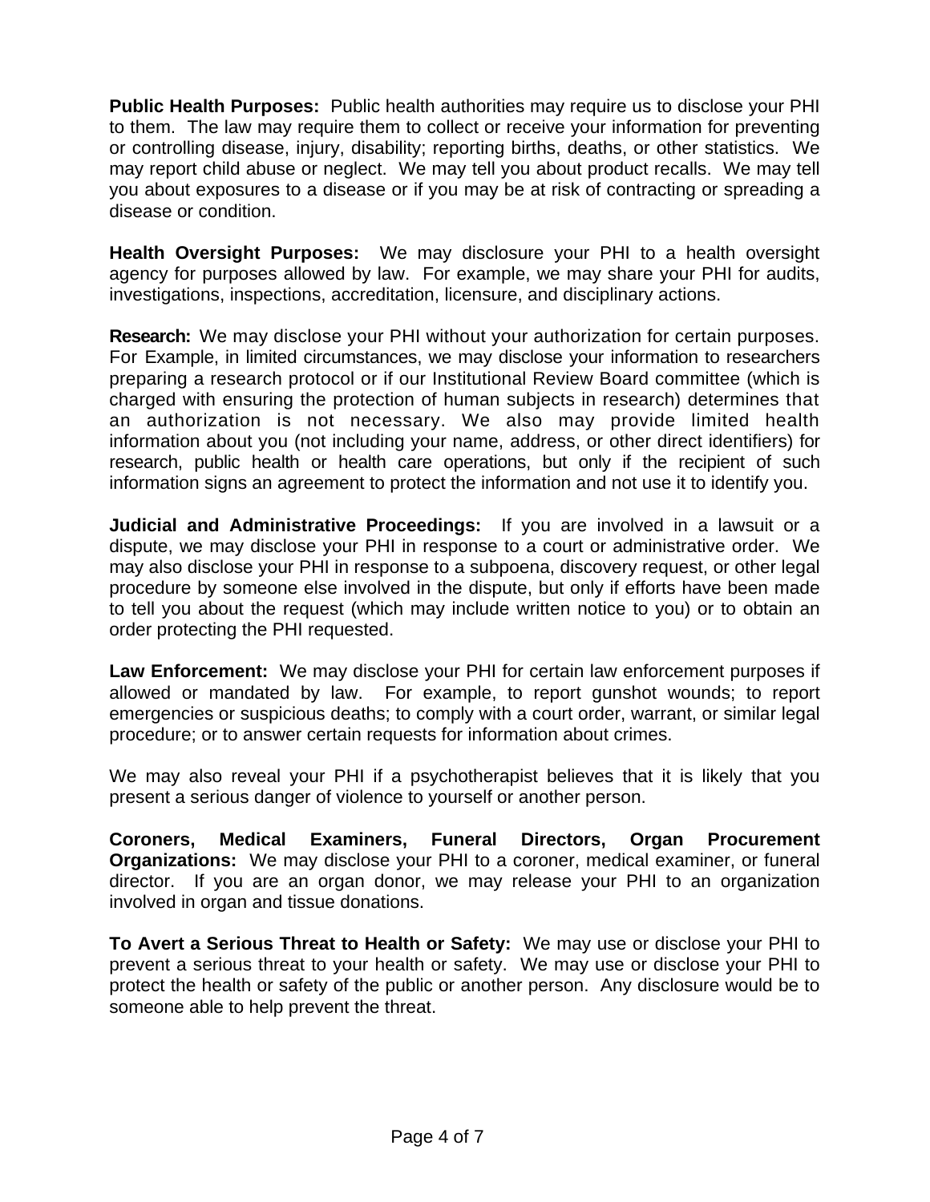**Public Health Purposes:** Public health authorities may require us to disclose your PHI to them. The law may require them to collect or receive your information for preventing or controlling disease, injury, disability; reporting births, deaths, or other statistics. We may report child abuse or neglect. We may tell you about product recalls. We may tell you about exposures to a disease or if you may be at risk of contracting or spreading a disease or condition.

**Health Oversight Purposes:** We may disclosure your PHI to a health oversight agency for purposes allowed by law. For example, we may share your PHI for audits, investigations, inspections, accreditation, licensure, and disciplinary actions.

**Research:** We may disclose your PHI without your authorization for certain purposes. For Example, in limited circumstances, we may disclose your information to researchers preparing a research protocol or if our Institutional Review Board committee (which is charged with ensuring the protection of human subjects in research) determines that an authorization is not necessary. We also may provide limited health information about you (not including your name, address, or other direct identifiers) for research, public health or health care operations, but only if the recipient of such information signs an agreement to protect the information and not use it to identify you.

**Judicial and Administrative Proceedings:** If you are involved in a lawsuit or a dispute, we may disclose your PHI in response to a court or administrative order. We may also disclose your PHI in response to a subpoena, discovery request, or other legal procedure by someone else involved in the dispute, but only if efforts have been made to tell you about the request (which may include written notice to you) or to obtain an order protecting the PHI requested.

**Law Enforcement:** We may disclose your PHI for certain law enforcement purposes if allowed or mandated by law. For example, to report gunshot wounds; to report emergencies or suspicious deaths; to comply with a court order, warrant, or similar legal procedure; or to answer certain requests for information about crimes.

We may also reveal your PHI if a psychotherapist believes that it is likely that you present a serious danger of violence to yourself or another person.

**Coroners, Medical Examiners, Funeral Directors, Organ Procurement Organizations:** We may disclose your PHI to a coroner, medical examiner, or funeral director. If you are an organ donor, we may release your PHI to an organization involved in organ and tissue donations.

**To Avert a Serious Threat to Health or Safety:** We may use or disclose your PHI to prevent a serious threat to your health or safety. We may use or disclose your PHI to protect the health or safety of the public or another person. Any disclosure would be to someone able to help prevent the threat.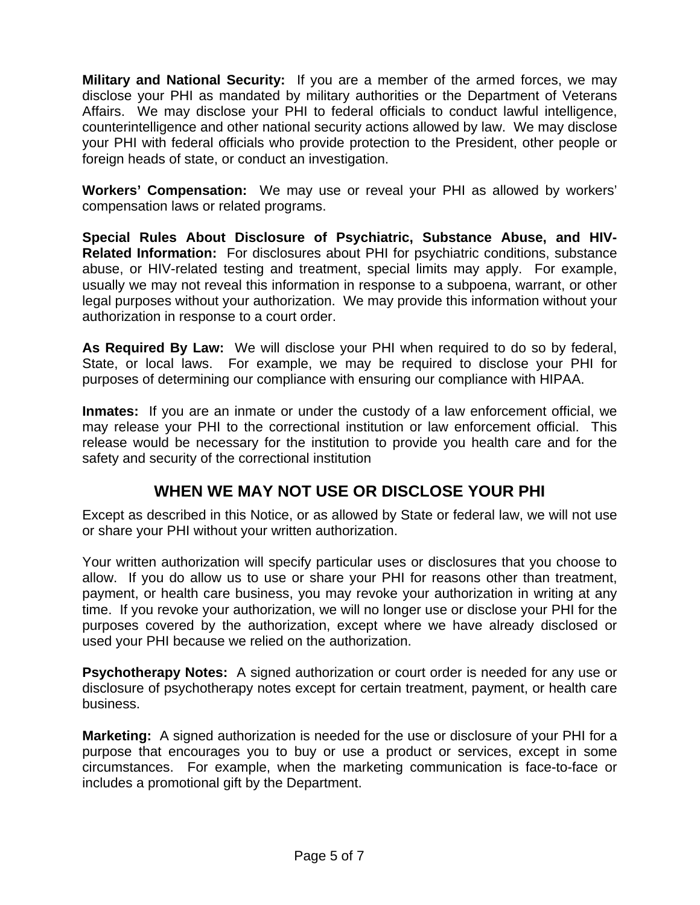**Military and National Security:** If you are a member of the armed forces, we may disclose your PHI as mandated by military authorities or the Department of Veterans Affairs. We may disclose your PHI to federal officials to conduct lawful intelligence, counterintelligence and other national security actions allowed by law. We may disclose your PHI with federal officials who provide protection to the President, other people or foreign heads of state, or conduct an investigation.

**Workers' Compensation:** We may use or reveal your PHI as allowed by workers' compensation laws or related programs.

**Special Rules About Disclosure of Psychiatric, Substance Abuse, and HIV-Related Information:** For disclosures about PHI for psychiatric conditions, substance abuse, or HIV-related testing and treatment, special limits may apply. For example, usually we may not reveal this information in response to a subpoena, warrant, or other legal purposes without your authorization. We may provide this information without your authorization in response to a court order.

**As Required By Law:** We will disclose your PHI when required to do so by federal, State, or local laws. For example, we may be required to disclose your PHI for purposes of determining our compliance with ensuring our compliance with HIPAA.

**Inmates:** If you are an inmate or under the custody of a law enforcement official, we may release your PHI to the correctional institution or law enforcement official. This release would be necessary for the institution to provide you health care and for the safety and security of the correctional institution

## WHEN WE MAY NOT USE OR DISCLOSE YOUR PHI

Except as described in this Notice, or as allowed by State or federal law, we will not use or share your PHI without your written authorization.

Your written authorization will specify particular uses or disclosures that you choose to allow. If you do allow us to use or share your PHI for reasons other than treatment, payment, or health care business, you may revoke your authorization in writing at any time. If you revoke your authorization, we will no longer use or disclose your PHI for the purposes covered by the authorization, except where we have already disclosed or used your PHI because we relied on the authorization.

**Psychotherapy Notes:** A signed authorization or court order is needed for any use or disclosure of psychotherapy notes except for certain treatment, payment, or health care business.

**Marketing:** A signed authorization is needed for the use or disclosure of your PHI for a purpose that encourages you to buy or use a product or services, except in some circumstances. For example, when the marketing communication is face-to-face or includes a promotional gift by the Department.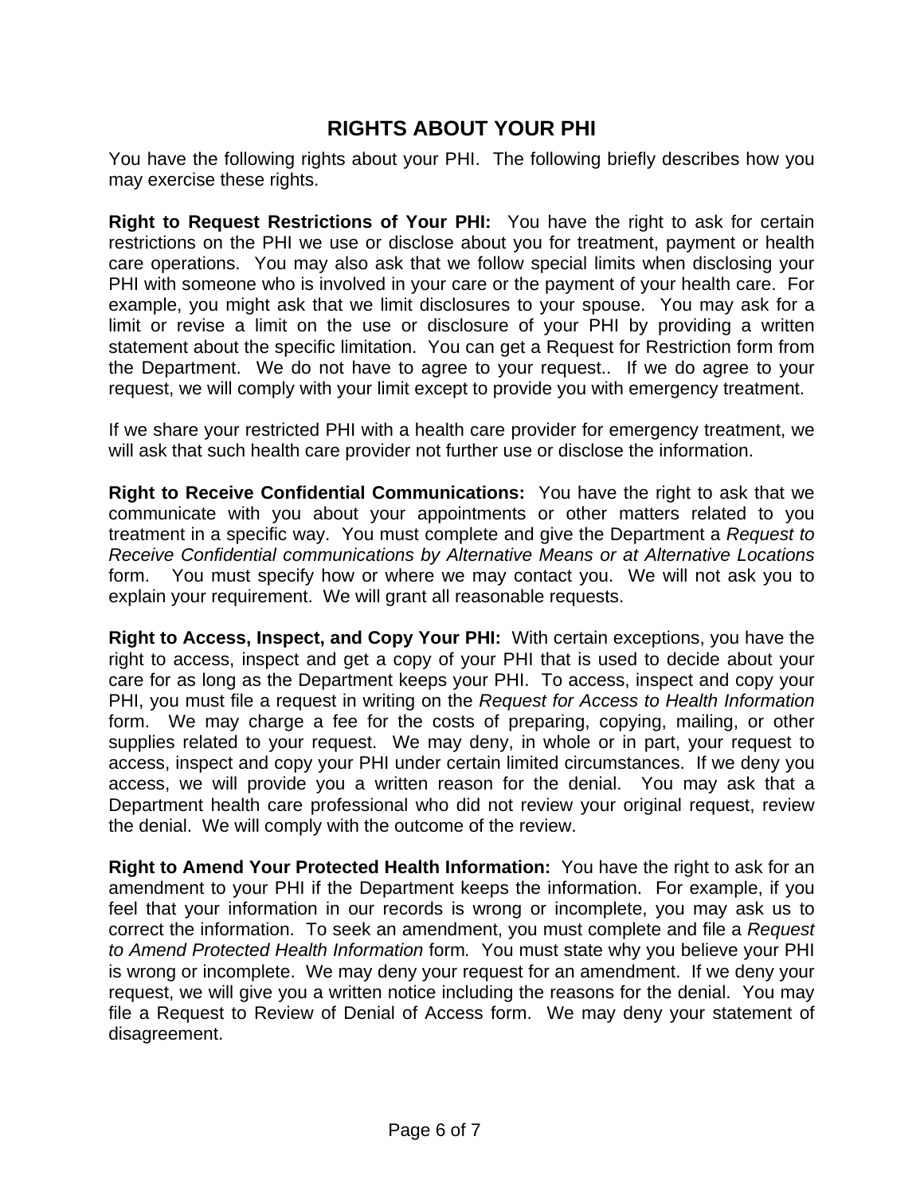## RIGHTS ABOUT YOUR PHI

You have the following rights about your PHI. The following briefly describes how you may exercise these rights.

**Right to Request Restrictions of Your PHI:** You have the right to ask for certain restrictions on the PHI we use or disclose about you for treatment, payment or health care operations. You may also ask that we follow special limits when disclosing your PHI with someone who is involved in your care or the payment of your health care. For example, you might ask that we limit disclosures to your spouse. You may ask for a limit or revise a limit on the use or disclosure of your PHI by providing a written statement about the specific limitation. You can get a Request for Restriction form from the Department. We do not have to agree to your request.. If we do agree to your request, we will comply with your limit except to provide you with emergency treatment.

If we share your restricted PHI with a health care provider for emergency treatment, we will ask that such health care provider not further use or disclose the information.

**Right to Receive Confidential Communications:** You have the right to ask that we communicate with you about your appointments or other matters related to you treatment in a specific way. You must complete and give the Department a *Request to Receive Confidential communications by Alternative Means or at Alternative Locations* form. You must specify how or where we may contact you. We will not ask you to explain your requirement. We will grant all reasonable requests.

**Right to Access, Inspect, and Copy Your PHI:** With certain exceptions, you have the right to access, inspect and get a copy of your PHI that is used to decide about your care for as long as the Department keeps your PHI. To access, inspect and copy your PHI, you must file a request in writing on the *Request for Access to Health Information* form. We may charge a fee for the costs of preparing, copying, mailing, or other supplies related to your request. We may deny, in whole or in part, your request to access, inspect and copy your PHI under certain limited circumstances. If we deny you access, we will provide you a written reason for the denial. You may ask that a Department health care professional who did not review your original request, review the denial. We will comply with the outcome of the review.

**Right to Amend Your Protected Health Information:** You have the right to ask for an amendment to your PHI if the Department keeps the information. For example, if you feel that your information in our records is wrong or incomplete, you may ask us to correct the information. To seek an amendment, you must complete and file a *Request to Amend Protected Health Information* form. You must state why you believe your PHI is wrong or incomplete. We may deny your request for an amendment. If we deny your request, we will give you a written notice including the reasons for the denial. You may file a Request to Review of Denial of Access form. We may deny your statement of disagreement.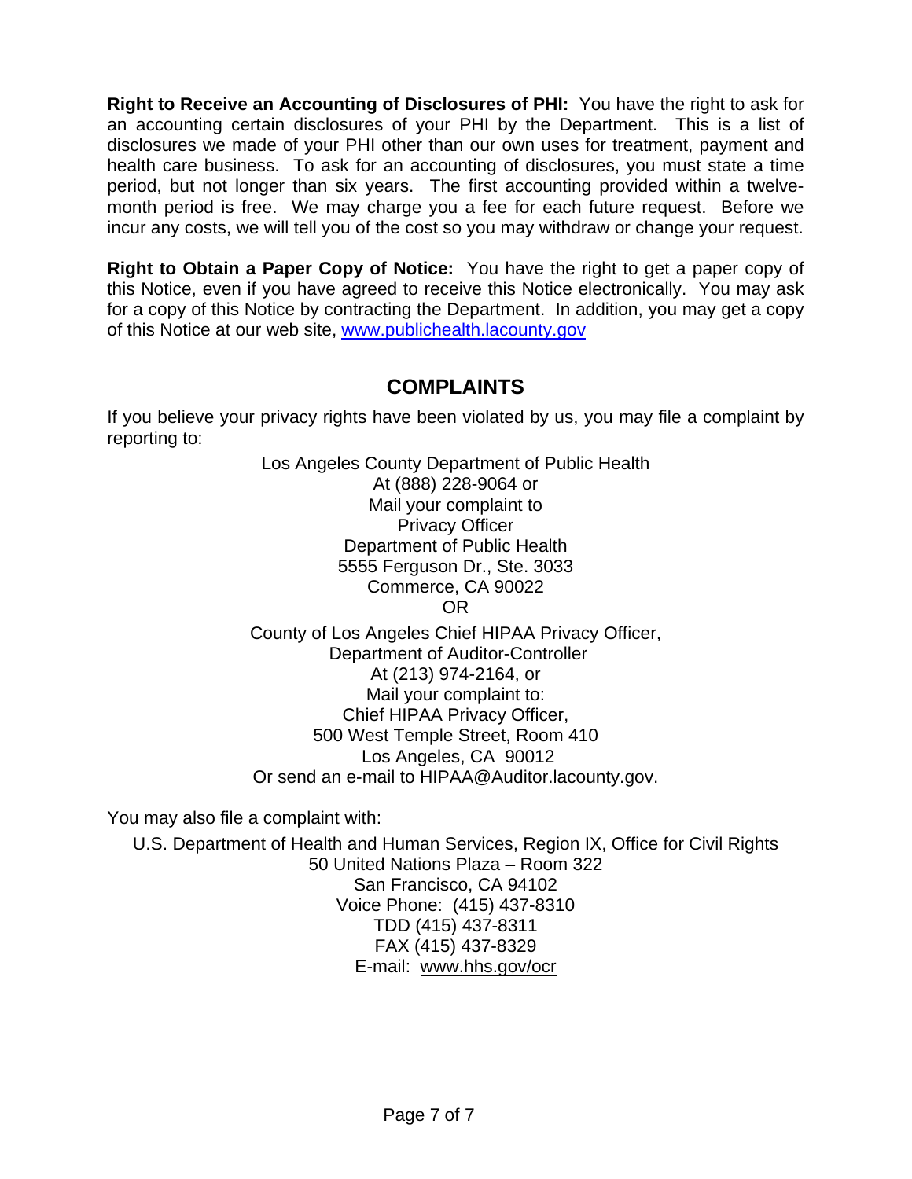**Right to Receive an Accounting of Disclosures of PHI:** You have the right to ask for an accounting certain disclosures of your PHI by the Department. This is a list of disclosures we made of your PHI other than our own uses for treatment, payment and health care business. To ask for an accounting of disclosures, you must state a time period, but not longer than six years. The first accounting provided within a twelve-month period is free. We may charge you a fee for each future request. Before we incur any costs, we will tell you of the cost so you may withdraw or change your request.

**Right to Obtain a Paper Copy of Notice:** You have the right to get a paper copy of this Notice, even if you have agreed to receive this Notice electronically. You may ask for a copy of this Notice by contracting the Department. In addition, you may get a copy of this Notice at our web site, www.publichealth.lacounty.gov

## COMPLAINTS

If you believe your privacy rights have been violated by us, you may file a complaint by reporting to:

Los Angeles County Department of Public Health
At (888) 228-9064 or
Mail your complaint to
Privacy Officer
Department of Public Health
5555 Ferguson Dr., Ste. 3033
Commerce, CA 90022
OR
County of Los Angeles Chief HIPAA Privacy Officer,
Department of Auditor-Controller
At (213) 974-2164, or
Mail your complaint to:
Chief HIPAA Privacy Officer,
500 West Temple Street, Room 410
Los Angeles, CA 90012
Or send an e-mail to HIPAA@Auditor.lacounty.gov.

You may also file a complaint with:

U.S. Department of Health and Human Services, Region IX, Office for Civil Rights
50 United Nations Plaza – Room 322
San Francisco, CA 94102
Voice Phone: (415) 437-8310
TDD (415) 437-8311
FAX (415) 437-8329
E-mail: www.hhs.gov/ocr